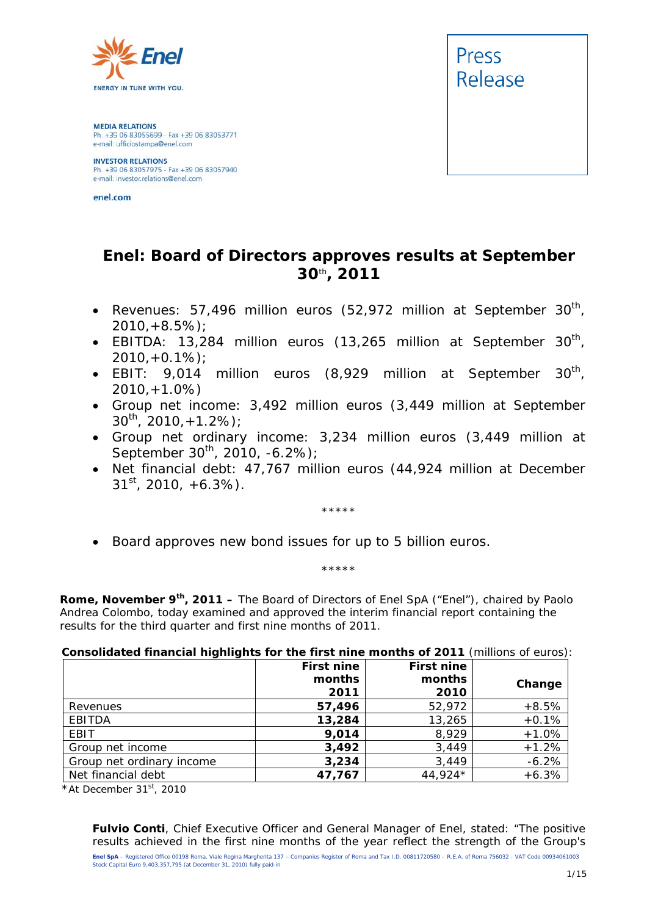MEDIA RELATIONS
Ph. +39 06 83055699 - Fax +39 06 83053771
e-mail: ufficiostampa@enel.com

INVESTOR RELATIONS
Ph. +39 06 83057975 - Fax +39 06 83057940
e-mail: investor.relations@enel.com

enel.com

Press Release

# Enel: Board of Directors approves results at September 30th, 2011

- Revenues: 57,496 million euros (52,972 million at September 30th, 2010,+8.5%);
- EBITDA: 13,284 million euros (13,265 million at September 30th, 2010,+0.1%);
- EBIT: 9,014 million euros (8,929 million at September 30th, 2010,+1.0%)
- Group net income: 3,492 million euros (3,449 million at September 30th, 2010,+1.2%);
- Group net ordinary income: 3,234 million euros (3,449 million at September 30th, 2010, -6.2%);
- Net financial debt: 47,767 million euros (44,924 million at December 31st, 2010, +6.3%).

*****

- Board approves new bond issues for up to 5 billion euros.

*****

**Rome, November 9th, 2011 –** The Board of Directors of Enel SpA ("Enel"), chaired by Paolo Andrea Colombo, today examined and approved the interim financial report containing the results for the third quarter and first nine months of 2011.

**Consolidated financial highlights for the first nine months of 2011** (millions of euros):

| | First nine months 2011 | First nine months 2010 | Change |
|---|---|---|---|
| Revenues | **57,496** | 52,972 | +8.5% |
| EBITDA | **13,284** | 13,265 | +0.1% |
| EBIT | **9,014** | 8,929 | +1.0% |
| Group net income | **3,492** | 3,449 | +1.2% |
| Group net ordinary income | **3,234** | 3,449 | -6.2% |
| Net financial debt | **47,767** | 44,924* | +6.3% |

*At December 31st, 2010

**Fulvio Conti**, Chief Executive Officer and General Manager of Enel, stated: "The positive results achieved in the first nine months of the year reflect the strength of the Group's

Enel SpA – Registered Office 00198 Roma, Viale Regina Margherita 137 – Companies Register of Roma and Tax I.D. 00811720580 – R.E.A. of Roma 756032 – VAT Code 00934061003
Stock Capital Euro 9,403,357,795 (at December 31, 2010) fully paid-in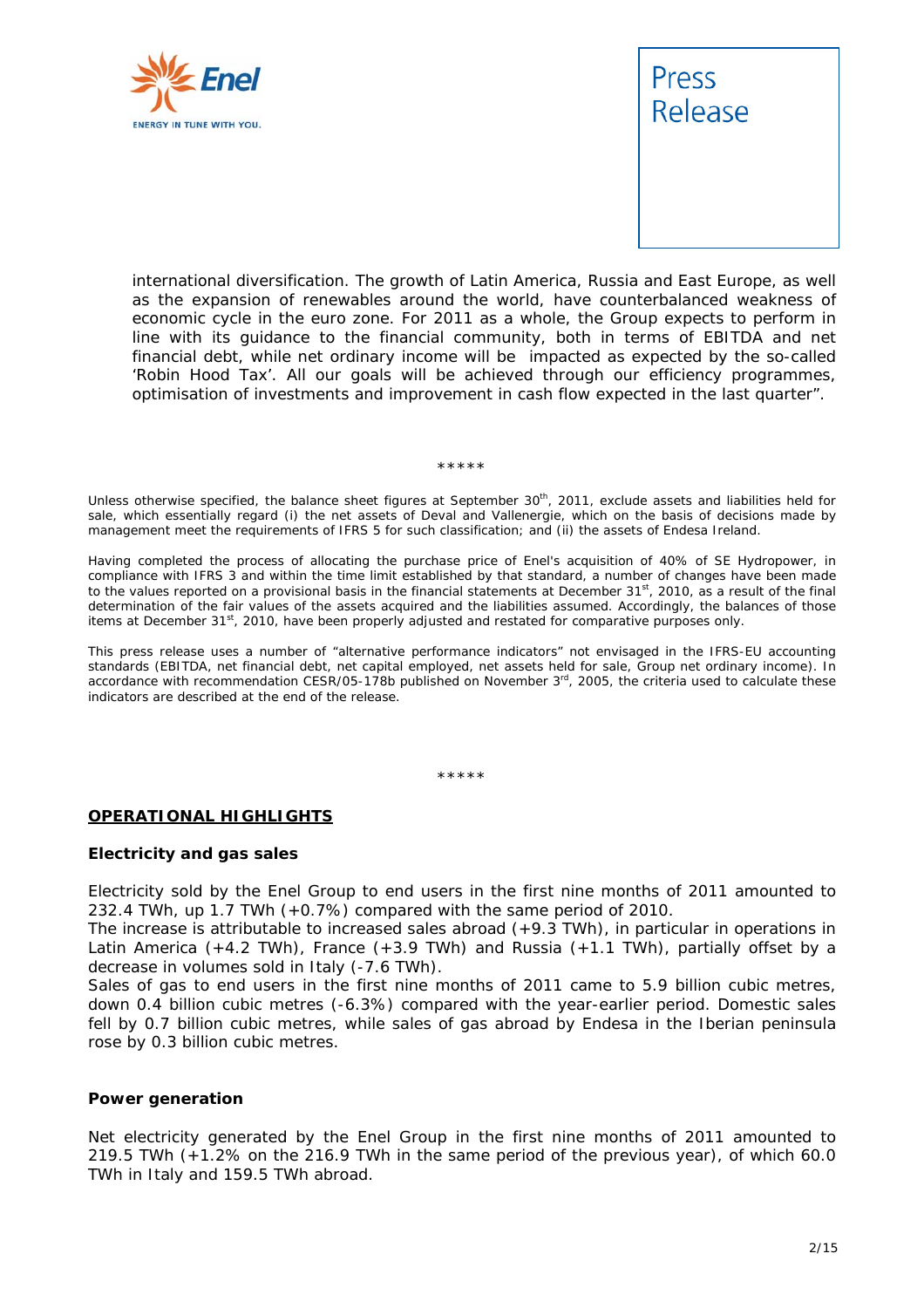international diversification. The growth of Latin America, Russia and East Europe, as well as the expansion of renewables around the world, have counterbalanced weakness of economic cycle in the euro zone. For 2011 as a whole, the Group expects to perform in line with its guidance to the financial community, both in terms of EBITDA and net financial debt, while net ordinary income will be impacted as expected by the so-called 'Robin Hood Tax'. All our goals will be achieved through our efficiency programmes, optimisation of investments and improvement in cash flow expected in the last quarter".

\*\*\*\*\*

*Unless otherwise specified, the balance sheet figures at September 30th, 2011, exclude assets and liabilities held for sale, which essentially regard (i) the net assets of Deval and Vallenergie, which on the basis of decisions made by management meet the requirements of IFRS 5 for such classification; and (ii) the assets of Endesa Ireland.*

*Having completed the process of allocating the purchase price of Enel's acquisition of 40% of SE Hydropower, in compliance with IFRS 3 and within the time limit established by that standard, a number of changes have been made to the values reported on a provisional basis in the financial statements at December 31st, 2010, as a result of the final determination of the fair values of the assets acquired and the liabilities assumed. Accordingly, the balances of those items at December 31st, 2010, have been properly adjusted and restated for comparative purposes only.*

*This press release uses a number of "alternative performance indicators" not envisaged in the IFRS-EU accounting standards (EBITDA, net financial debt, net capital employed, net assets held for sale, Group net ordinary income). In accordance with recommendation CESR/05-178b published on November 3rd, 2005, the criteria used to calculate these indicators are described at the end of the release.*

\*\*\*\*\*

## OPERATIONAL HIGHLIGHTS

### Electricity and gas sales

Electricity sold by the Enel Group to end users in the first nine months of 2011 amounted to 232.4 TWh, up 1.7 TWh (+0.7%) compared with the same period of 2010.
The increase is attributable to increased sales abroad (+9.3 TWh), in particular in operations in Latin America (+4.2 TWh), France (+3.9 TWh) and Russia (+1.1 TWh), partially offset by a decrease in volumes sold in Italy (-7.6 TWh).
Sales of gas to end users in the first nine months of 2011 came to 5.9 billion cubic metres, down 0.4 billion cubic metres (-6.3%) compared with the year-earlier period. Domestic sales fell by 0.7 billion cubic metres, while sales of gas abroad by Endesa in the Iberian peninsula rose by 0.3 billion cubic metres.

### Power generation

Net electricity generated by the Enel Group in the first nine months of 2011 amounted to 219.5 TWh (+1.2% on the 216.9 TWh in the same period of the previous year), of which 60.0 TWh in Italy and 159.5 TWh abroad.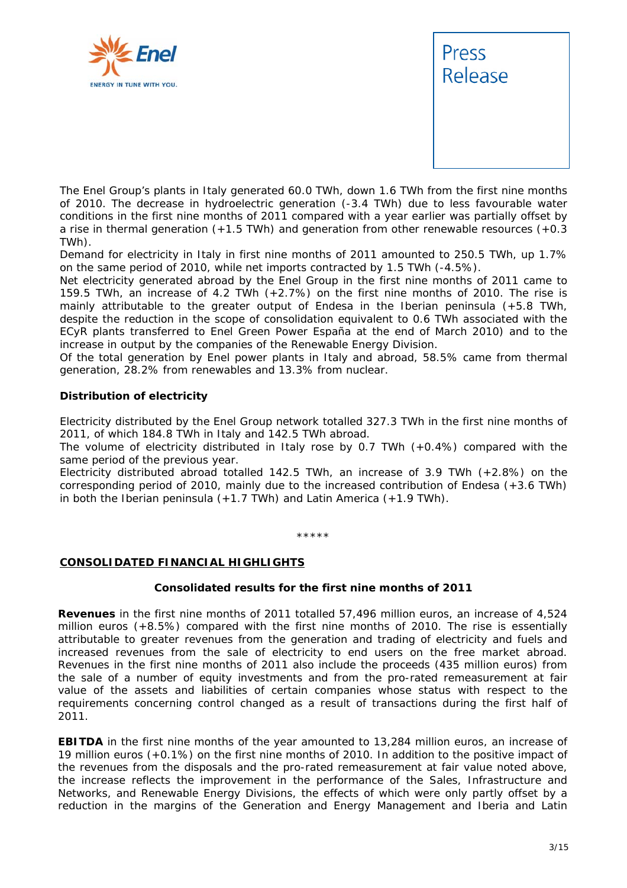The Enel Group's plants in Italy generated 60.0 TWh, down 1.6 TWh from the first nine months of 2010. The decrease in hydroelectric generation (-3.4 TWh) due to less favourable water conditions in the first nine months of 2011 compared with a year earlier was partially offset by a rise in thermal generation (+1.5 TWh) and generation from other renewable resources (+0.3 TWh).

Demand for electricity in Italy in first nine months of 2011 amounted to 250.5 TWh, up 1.7% on the same period of 2010, while net imports contracted by 1.5 TWh (-4.5%).

Net electricity generated abroad by the Enel Group in the first nine months of 2011 came to 159.5 TWh, an increase of 4.2 TWh (+2.7%) on the first nine months of 2010. The rise is mainly attributable to the greater output of Endesa in the Iberian peninsula (+5.8 TWh, despite the reduction in the scope of consolidation equivalent to 0.6 TWh associated with the ECyR plants transferred to Enel Green Power España at the end of March 2010) and to the increase in output by the companies of the Renewable Energy Division.

Of the total generation by Enel power plants in Italy and abroad, 58.5% came from thermal generation, 28.2% from renewables and 13.3% from nuclear.

**Distribution of electricity**

Electricity distributed by the Enel Group network totalled 327.3 TWh in the first nine months of 2011, of which 184.8 TWh in Italy and 142.5 TWh abroad.

The volume of electricity distributed in Italy rose by 0.7 TWh (+0.4%) compared with the same period of the previous year.

Electricity distributed abroad totalled 142.5 TWh, an increase of 3.9 TWh (+2.8%) on the corresponding period of 2010, mainly due to the increased contribution of Endesa (+3.6 TWh) in both the Iberian peninsula (+1.7 TWh) and Latin America (+1.9 TWh).

*****

## CONSOLIDATED FINANCIAL HIGHLIGHTS

### Consolidated results for the first nine months of 2011

**Revenues** in the first nine months of 2011 totalled 57,496 million euros, an increase of 4,524 million euros (+8.5%) compared with the first nine months of 2010. The rise is essentially attributable to greater revenues from the generation and trading of electricity and fuels and increased revenues from the sale of electricity to end users on the free market abroad. Revenues in the first nine months of 2011 also include the proceeds (435 million euros) from the sale of a number of equity investments and from the pro-rated remeasurement at fair value of the assets and liabilities of certain companies whose status with respect to the requirements concerning control changed as a result of transactions during the first half of 2011.

**EBITDA** in the first nine months of the year amounted to 13,284 million euros, an increase of 19 million euros (+0.1%) on the first nine months of 2010. In addition to the positive impact of the revenues from the disposals and the pro-rated remeasurement at fair value noted above, the increase reflects the improvement in the performance of the Sales, Infrastructure and Networks, and Renewable Energy Divisions, the effects of which were only partly offset by a reduction in the margins of the Generation and Energy Management and Iberia and Latin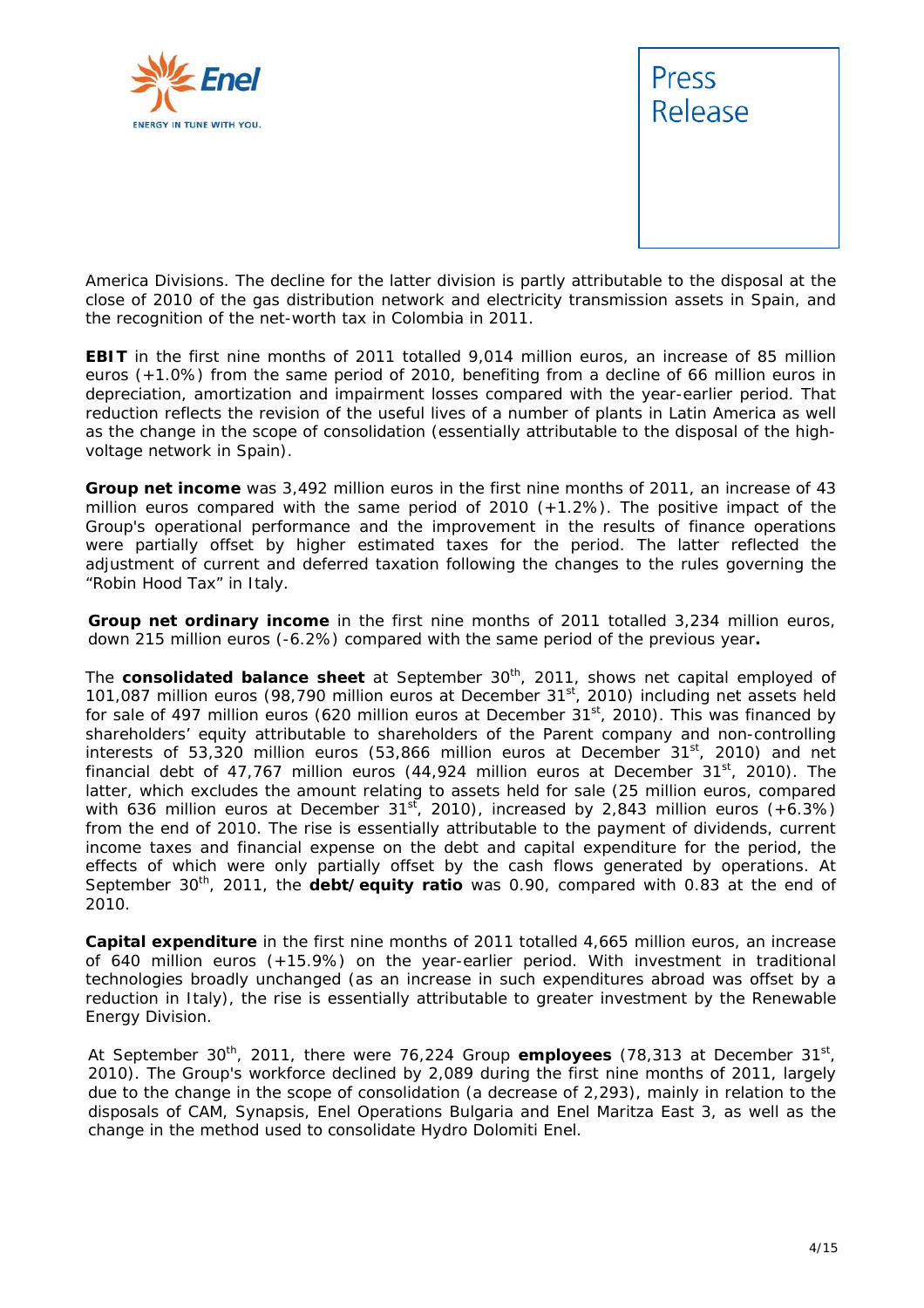America Divisions. The decline for the latter division is partly attributable to the disposal at the close of 2010 of the gas distribution network and electricity transmission assets in Spain, and the recognition of the net-worth tax in Colombia in 2011.

**EBIT** in the first nine months of 2011 totalled 9,014 million euros, an increase of 85 million euros (+1.0%) from the same period of 2010, benefiting from a decline of 66 million euros in depreciation, amortization and impairment losses compared with the year-earlier period. That reduction reflects the revision of the useful lives of a number of plants in Latin America as well as the change in the scope of consolidation (essentially attributable to the disposal of the high-voltage network in Spain).

**Group net income** was 3,492 million euros in the first nine months of 2011, an increase of 43 million euros compared with the same period of 2010 (+1.2%). The positive impact of the Group's operational performance and the improvement in the results of finance operations were partially offset by higher estimated taxes for the period. The latter reflected the adjustment of current and deferred taxation following the changes to the rules governing the "Robin Hood Tax" in Italy.

**Group net ordinary income** in the first nine months of 2011 totalled 3,234 million euros, down 215 million euros (-6.2%) compared with the same period of the previous year**.**

The **consolidated balance sheet** at September 30th, 2011, shows net capital employed of 101,087 million euros (98,790 million euros at December 31st, 2010) including net assets held for sale of 497 million euros (620 million euros at December 31st, 2010). This was financed by shareholders' equity attributable to shareholders of the Parent company and non-controlling interests of 53,320 million euros (53,866 million euros at December 31st, 2010) and net financial debt of 47,767 million euros (44,924 million euros at December 31st, 2010). The latter, which excludes the amount relating to assets held for sale (25 million euros, compared with 636 million euros at December 31st, 2010), increased by 2,843 million euros (+6.3%) from the end of 2010. The rise is essentially attributable to the payment of dividends, current income taxes and financial expense on the debt and capital expenditure for the period, the effects of which were only partially offset by the cash flows generated by operations. At September 30th, 2011, the **debt/equity ratio** was 0.90, compared with 0.83 at the end of 2010.

**Capital expenditure** in the first nine months of 2011 totalled 4,665 million euros, an increase of 640 million euros (+15.9%) on the year-earlier period. With investment in traditional technologies broadly unchanged (as an increase in such expenditures abroad was offset by a reduction in Italy), the rise is essentially attributable to greater investment by the Renewable Energy Division.

At September 30th, 2011, there were 76,224 Group **employees** (78,313 at December 31st, 2010). The Group's workforce declined by 2,089 during the first nine months of 2011, largely due to the change in the scope of consolidation (a decrease of 2,293), mainly in relation to the disposals of CAM, Synapsis, Enel Operations Bulgaria and Enel Maritza East 3, as well as the change in the method used to consolidate Hydro Dolomiti Enel.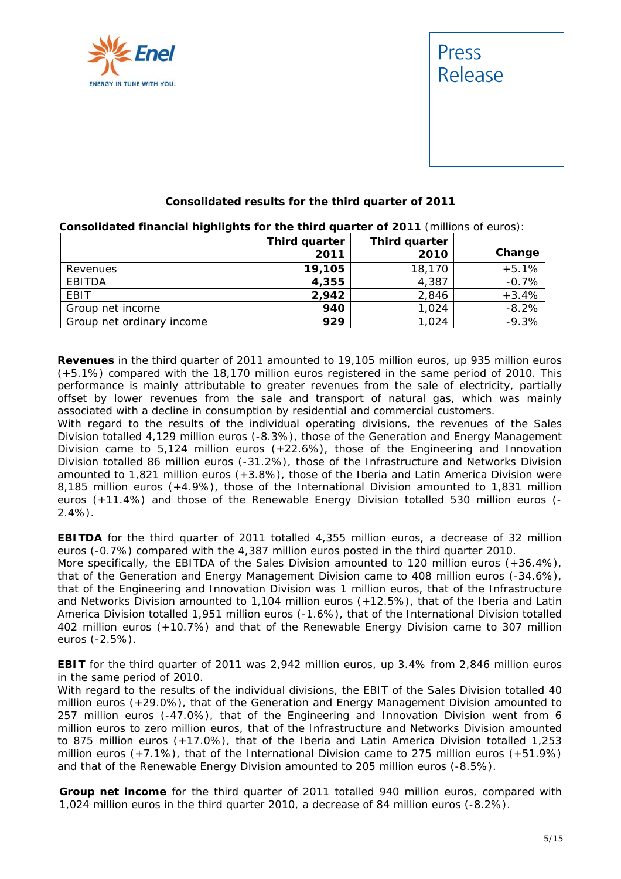Press Release

## Consolidated results for the third quarter of 2011

**Consolidated financial highlights for the third quarter of 2011** (millions of euros):

| | Third quarter 2011 | Third quarter 2010 | Change |
|---|---|---|---|
| Revenues | **19,105** | 18,170 | +5.1% |
| EBITDA | **4,355** | 4,387 | -0.7% |
| EBIT | **2,942** | 2,846 | +3.4% |
| Group net income | **940** | 1,024 | -8.2% |
| Group net ordinary income | **929** | 1,024 | -9.3% |

**Revenues** in the third quarter of 2011 amounted to 19,105 million euros, up 935 million euros (+5.1%) compared with the 18,170 million euros registered in the same period of 2010. This performance is mainly attributable to greater revenues from the sale of electricity, partially offset by lower revenues from the sale and transport of natural gas, which was mainly associated with a decline in consumption by residential and commercial customers.
With regard to the results of the individual operating divisions, the revenues of the Sales Division totalled 4,129 million euros (-8.3%), those of the Generation and Energy Management Division came to 5,124 million euros (+22.6%), those of the Engineering and Innovation Division totalled 86 million euros (-31.2%), those of the Infrastructure and Networks Division amounted to 1,821 million euros (+3.8%), those of the Iberia and Latin America Division were 8,185 million euros (+4.9%), those of the International Division amounted to 1,831 million euros (+11.4%) and those of the Renewable Energy Division totalled 530 million euros (-2.4%).

**EBITDA** for the third quarter of 2011 totalled 4,355 million euros, a decrease of 32 million euros (-0.7%) compared with the 4,387 million euros posted in the third quarter 2010.
More specifically, the EBITDA of the Sales Division amounted to 120 million euros (+36.4%), that of the Generation and Energy Management Division came to 408 million euros (-34.6%), that of the Engineering and Innovation Division was 1 million euros, that of the Infrastructure and Networks Division amounted to 1,104 million euros (+12.5%), that of the Iberia and Latin America Division totalled 1,951 million euros (-1.6%), that of the International Division totalled 402 million euros (+10.7%) and that of the Renewable Energy Division came to 307 million euros (-2.5%).

**EBIT** for the third quarter of 2011 was 2,942 million euros, up 3.4% from 2,846 million euros in the same period of 2010.
With regard to the results of the individual divisions, the EBIT of the Sales Division totalled 40 million euros (+29.0%), that of the Generation and Energy Management Division amounted to 257 million euros (-47.0%), that of the Engineering and Innovation Division went from 6 million euros to zero million euros, that of the Infrastructure and Networks Division amounted to 875 million euros (+17.0%), that of the Iberia and Latin America Division totalled 1,253 million euros (+7.1%), that of the International Division came to 275 million euros (+51.9%) and that of the Renewable Energy Division amounted to 205 million euros (-8.5%).

**Group net income** for the third quarter of 2011 totalled 940 million euros, compared with 1,024 million euros in the third quarter 2010, a decrease of 84 million euros (-8.2%).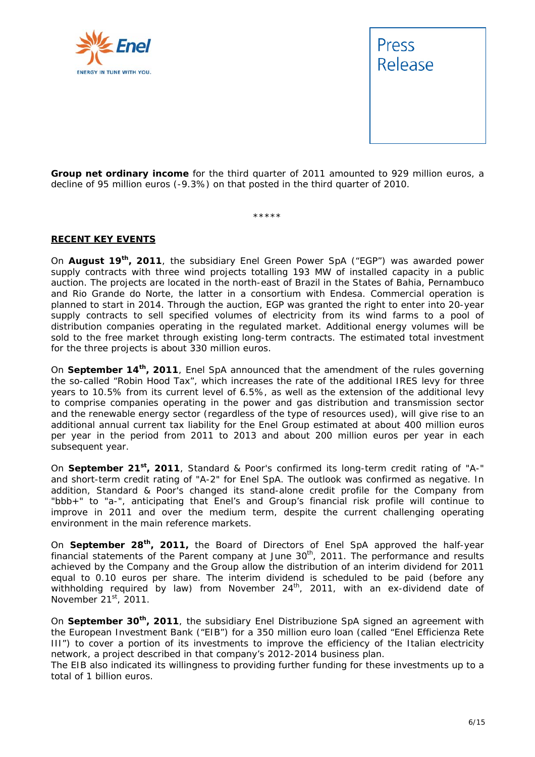**Group net ordinary income** for the third quarter of 2011 amounted to 929 million euros, a decline of 95 million euros (-9.3%) on that posted in the third quarter of 2010.

*****

## RECENT KEY EVENTS

On **August 19th, 2011**, the subsidiary Enel Green Power SpA ("EGP") was awarded power supply contracts with three wind projects totalling 193 MW of installed capacity in a public auction. The projects are located in the north-east of Brazil in the States of Bahia, Pernambuco and Rio Grande do Norte, the latter in a consortium with Endesa. Commercial operation is planned to start in 2014. Through the auction, EGP was granted the right to enter into 20-year supply contracts to sell specified volumes of electricity from its wind farms to a pool of distribution companies operating in the regulated market. Additional energy volumes will be sold to the free market through existing long-term contracts. The estimated total investment for the three projects is about 330 million euros.

On **September 14th, 2011**, Enel SpA announced that the amendment of the rules governing the so-called "Robin Hood Tax", which increases the rate of the additional IRES levy for three years to 10.5% from its current level of 6.5%, as well as the extension of the additional levy to comprise companies operating in the power and gas distribution and transmission sector and the renewable energy sector (regardless of the type of resources used), will give rise to an additional annual current tax liability for the Enel Group estimated at about 400 million euros per year in the period from 2011 to 2013 and about 200 million euros per year in each subsequent year.

On **September 21st, 2011**, Standard & Poor's confirmed its long-term credit rating of "A-" and short-term credit rating of "A-2" for Enel SpA. The outlook was confirmed as negative. In addition, Standard & Poor's changed its stand-alone credit profile for the Company from "bbb+" to "a-", anticipating that Enel's and Group's financial risk profile will continue to improve in 2011 and over the medium term, despite the current challenging operating environment in the main reference markets.

On **September 28th, 2011,** the Board of Directors of Enel SpA approved the half-year financial statements of the Parent company at June 30th, 2011. The performance and results achieved by the Company and the Group allow the distribution of an interim dividend for 2011 equal to 0.10 euros per share. The interim dividend is scheduled to be paid (before any withholding required by law) from November 24th, 2011, with an ex-dividend date of November 21st, 2011.

On **September 30th, 2011**, the subsidiary Enel Distribuzione SpA signed an agreement with the European Investment Bank ("EIB") for a 350 million euro loan (called "Enel Efficienza Rete III") to cover a portion of its investments to improve the efficiency of the Italian electricity network, a project described in that company's 2012-2014 business plan.
The EIB also indicated its willingness to providing further funding for these investments up to a total of 1 billion euros.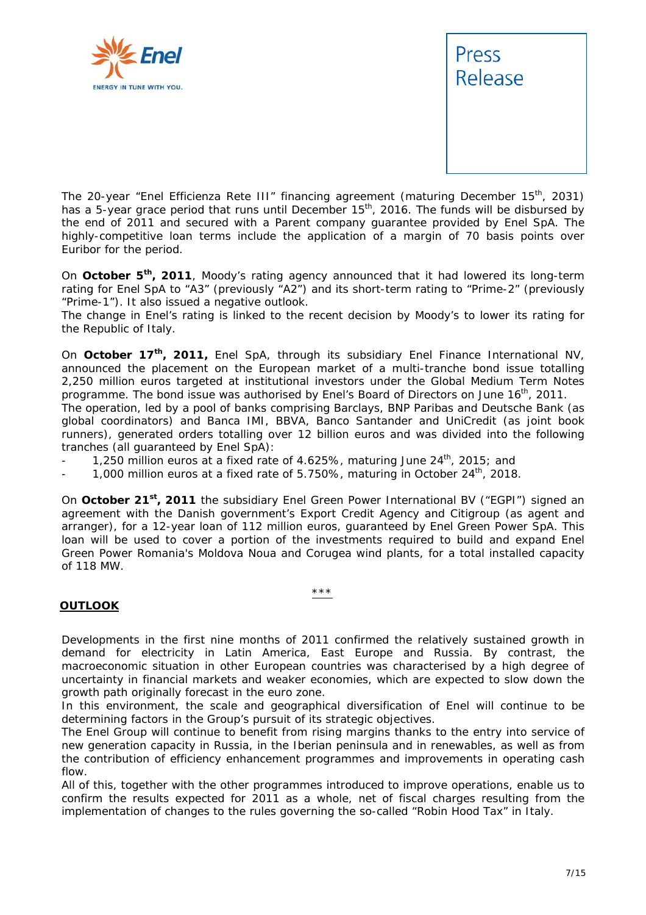The 20-year "Enel Efficienza Rete III" financing agreement (maturing December 15th, 2031) has a 5-year grace period that runs until December 15th, 2016. The funds will be disbursed by the end of 2011 and secured with a Parent company guarantee provided by Enel SpA. The highly-competitive loan terms include the application of a margin of 70 basis points over Euribor for the period.

On **October 5th, 2011**, Moody's rating agency announced that it had lowered its long-term rating for Enel SpA to "A3" (previously "A2") and its short-term rating to "Prime-2" (previously "Prime-1"). It also issued a negative outlook.
The change in Enel's rating is linked to the recent decision by Moody's to lower its rating for the Republic of Italy.

On **October 17th, 2011,** Enel SpA, through its subsidiary Enel Finance International NV, announced the placement on the European market of a multi-tranche bond issue totalling 2,250 million euros targeted at institutional investors under the Global Medium Term Notes programme. The bond issue was authorised by Enel's Board of Directors on June 16th, 2011.
The operation, led by a pool of banks comprising Barclays, BNP Paribas and Deutsche Bank (as global coordinators) and Banca IMI, BBVA, Banco Santander and UniCredit (as joint book runners), generated orders totalling over 12 billion euros and was divided into the following tranches (all guaranteed by Enel SpA):

- 1,250 million euros at a fixed rate of 4.625%, maturing June 24th, 2015; and
- 1,000 million euros at a fixed rate of 5.750%, maturing in October 24th, 2018.

On **October 21st, 2011** the subsidiary Enel Green Power International BV ("EGPI") signed an agreement with the Danish government's Export Credit Agency and Citigroup (as agent and arranger), for a 12-year loan of 112 million euros, guaranteed by Enel Green Power SpA. This loan will be used to cover a portion of the investments required to build and expand Enel Green Power Romania's Moldova Noua and Corugea wind plants, for a total installed capacity of 118 MW.

\*\*\*

## OUTLOOK

Developments in the first nine months of 2011 confirmed the relatively sustained growth in demand for electricity in Latin America, East Europe and Russia. By contrast, the macroeconomic situation in other European countries was characterised by a high degree of uncertainty in financial markets and weaker economies, which are expected to slow down the growth path originally forecast in the euro zone.
In this environment, the scale and geographical diversification of Enel will continue to be determining factors in the Group's pursuit of its strategic objectives.
The Enel Group will continue to benefit from rising margins thanks to the entry into service of new generation capacity in Russia, in the Iberian peninsula and in renewables, as well as from the contribution of efficiency enhancement programmes and improvements in operating cash flow.
All of this, together with the other programmes introduced to improve operations, enable us to confirm the results expected for 2011 as a whole, net of fiscal charges resulting from the implementation of changes to the rules governing the so-called "Robin Hood Tax" in Italy.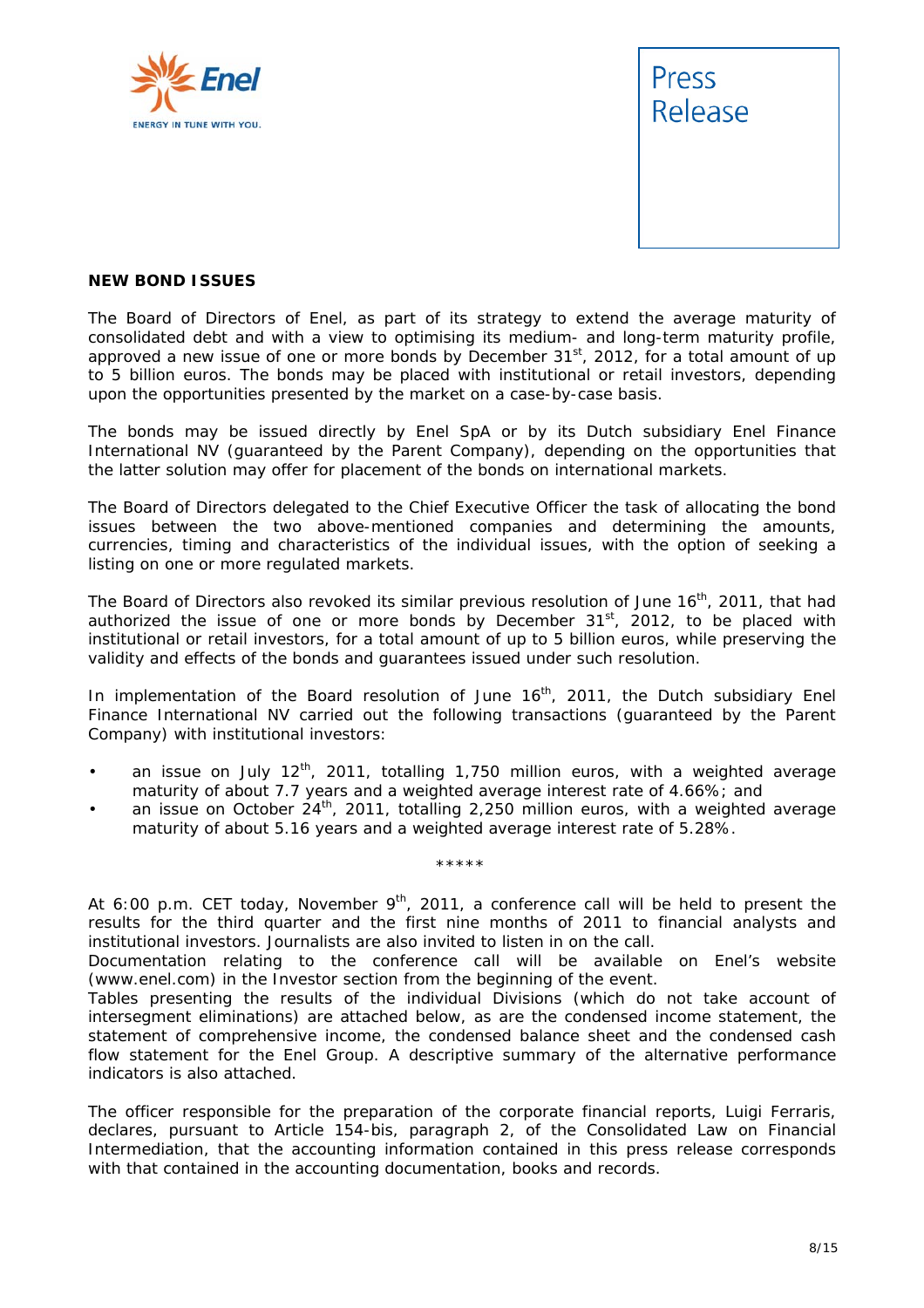## NEW BOND ISSUES

The Board of Directors of Enel, as part of its strategy to extend the average maturity of consolidated debt and with a view to optimising its medium- and long-term maturity profile, approved a new issue of one or more bonds by December 31st, 2012, for a total amount of up to 5 billion euros. The bonds may be placed with institutional or retail investors, depending upon the opportunities presented by the market on a case-by-case basis.

The bonds may be issued directly by Enel SpA or by its Dutch subsidiary Enel Finance International NV (guaranteed by the Parent Company), depending on the opportunities that the latter solution may offer for placement of the bonds on international markets.

The Board of Directors delegated to the Chief Executive Officer the task of allocating the bond issues between the two above-mentioned companies and determining the amounts, currencies, timing and characteristics of the individual issues, with the option of seeking a listing on one or more regulated markets.

The Board of Directors also revoked its similar previous resolution of June 16th, 2011, that had authorized the issue of one or more bonds by December 31st, 2012, to be placed with institutional or retail investors, for a total amount of up to 5 billion euros, while preserving the validity and effects of the bonds and guarantees issued under such resolution.

In implementation of the Board resolution of June 16th, 2011, the Dutch subsidiary Enel Finance International NV carried out the following transactions (guaranteed by the Parent Company) with institutional investors:

- an issue on July 12th, 2011, totalling 1,750 million euros, with a weighted average maturity of about 7.7 years and a weighted average interest rate of 4.66%; and
- an issue on October 24th, 2011, totalling 2,250 million euros, with a weighted average maturity of about 5.16 years and a weighted average interest rate of 5.28%.

*****

At 6:00 p.m. CET today, November 9th, 2011, a conference call will be held to present the results for the third quarter and the first nine months of 2011 to financial analysts and institutional investors. Journalists are also invited to listen in on the call.
Documentation relating to the conference call will be available on Enel's website (www.enel.com) in the Investor section from the beginning of the event.
Tables presenting the results of the individual Divisions (which do not take account of intersegment eliminations) are attached below, as are the condensed income statement, the statement of comprehensive income, the condensed balance sheet and the condensed cash flow statement for the Enel Group. A descriptive summary of the alternative performance indicators is also attached.

The officer responsible for the preparation of the corporate financial reports, Luigi Ferraris, declares, pursuant to Article 154-bis, paragraph 2, of the Consolidated Law on Financial Intermediation, that the accounting information contained in this press release corresponds with that contained in the accounting documentation, books and records.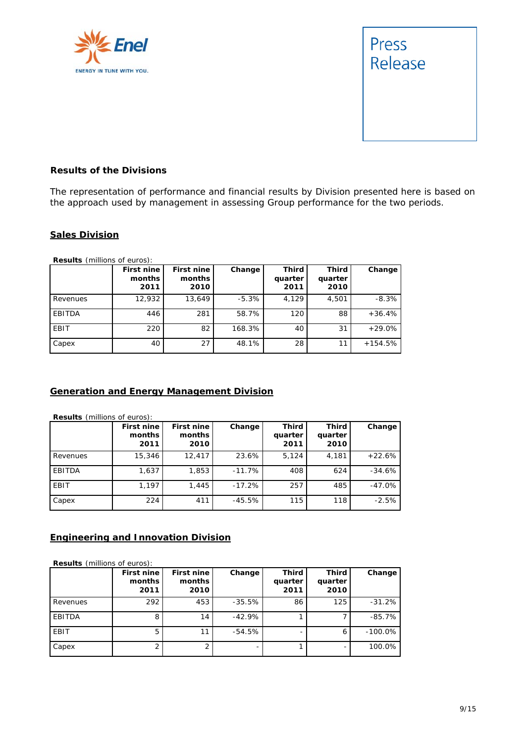## Results of the Divisions

The representation of performance and financial results by Division presented here is based on the approach used by management in assessing Group performance for the two periods.

### Sales Division

**Results** (millions of euros):

| | First nine months 2011 | First nine months 2010 | Change | Third quarter 2011 | Third quarter 2010 | Change |
|---|---|---|---|---|---|---|
| Revenues | 12,932 | 13,649 | -5.3% | 4,129 | 4,501 | -8.3% |
| EBITDA | 446 | 281 | 58.7% | 120 | 88 | +36.4% |
| EBIT | 220 | 82 | 168.3% | 40 | 31 | +29.0% |
| Capex | 40 | 27 | 48.1% | 28 | 11 | +154.5% |

### Generation and Energy Management Division

**Results** (millions of euros):

| | First nine months 2011 | First nine months 2010 | Change | Third quarter 2011 | Third quarter 2010 | Change |
|---|---|---|---|---|---|---|
| Revenues | 15,346 | 12,417 | 23.6% | 5,124 | 4,181 | +22.6% |
| EBITDA | 1,637 | 1,853 | -11.7% | 408 | 624 | -34.6% |
| EBIT | 1,197 | 1,445 | -17.2% | 257 | 485 | -47.0% |
| Capex | 224 | 411 | -45.5% | 115 | 118 | -2.5% |

### Engineering and Innovation Division

**Results** (millions of euros):

| | First nine months 2011 | First nine months 2010 | Change | Third quarter 2011 | Third quarter 2010 | Change |
|---|---|---|---|---|---|---|
| Revenues | 292 | 453 | -35.5% | 86 | 125 | -31.2% |
| EBITDA | 8 | 14 | -42.9% | 1 | 7 | -85.7% |
| EBIT | 5 | 11 | -54.5% | - | 6 | -100.0% |
| Capex | 2 | 2 | - | 1 | - | 100.0% |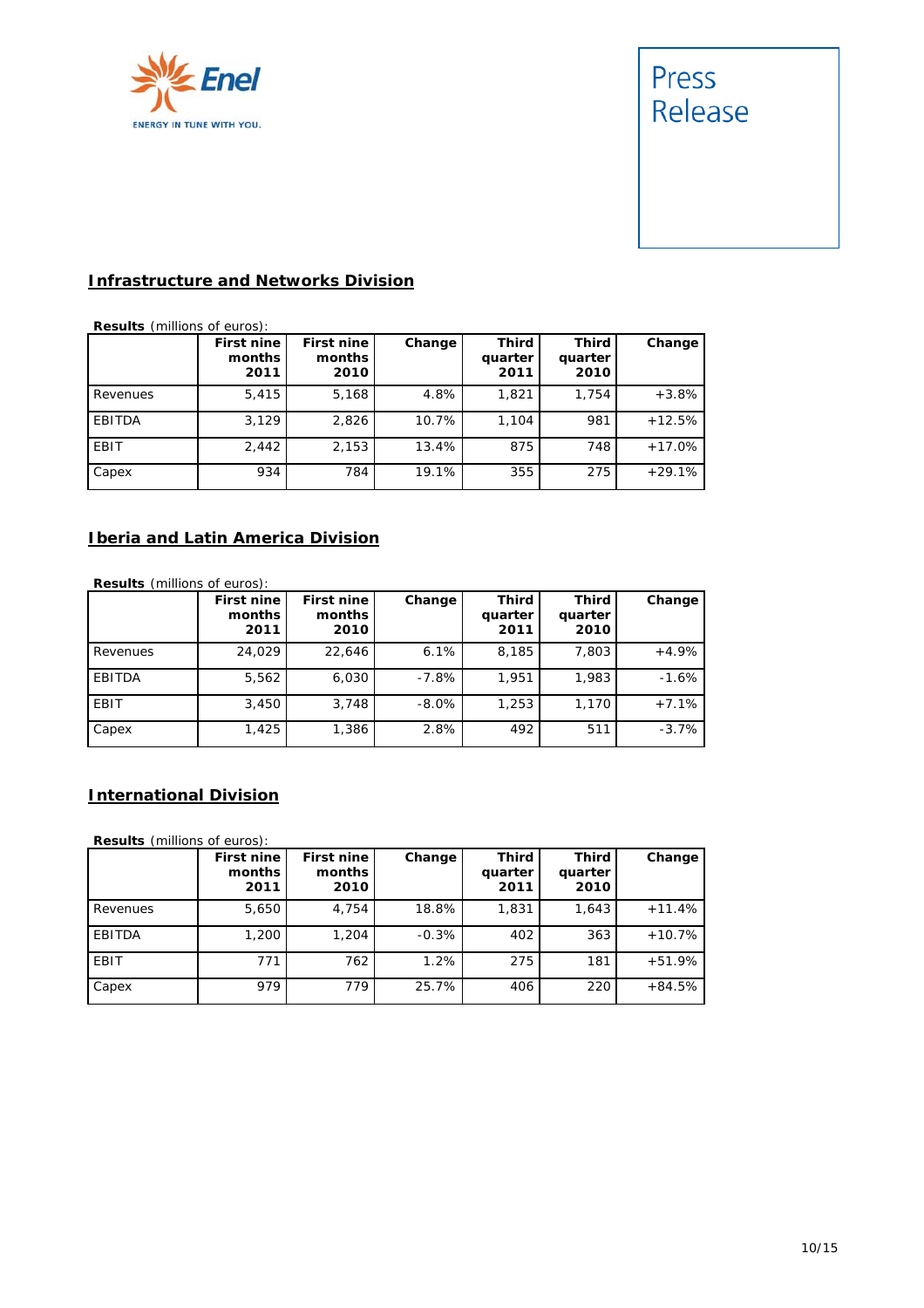## Infrastructure and Networks Division

**Results** (millions of euros):

| | First nine months 2011 | First nine months 2010 | Change | Third quarter 2011 | Third quarter 2010 | Change |
|---|---|---|---|---|---|---|
| Revenues | 5,415 | 5,168 | 4.8% | 1,821 | 1,754 | +3.8% |
| EBITDA | 3,129 | 2,826 | 10.7% | 1,104 | 981 | +12.5% |
| EBIT | 2,442 | 2,153 | 13.4% | 875 | 748 | +17.0% |
| Capex | 934 | 784 | 19.1% | 355 | 275 | +29.1% |

## Iberia and Latin America Division

**Results** (millions of euros):

| | First nine months 2011 | First nine months 2010 | Change | Third quarter 2011 | Third quarter 2010 | Change |
|---|---|---|---|---|---|---|
| Revenues | 24,029 | 22,646 | 6.1% | 8,185 | 7,803 | +4.9% |
| EBITDA | 5,562 | 6,030 | -7.8% | 1,951 | 1,983 | -1.6% |
| EBIT | 3,450 | 3,748 | -8.0% | 1,253 | 1,170 | +7.1% |
| Capex | 1,425 | 1,386 | 2.8% | 492 | 511 | -3.7% |

## International Division

**Results** (millions of euros):

| | First nine months 2011 | First nine months 2010 | Change | Third quarter 2011 | Third quarter 2010 | Change |
|---|---|---|---|---|---|---|
| Revenues | 5,650 | 4,754 | 18.8% | 1,831 | 1,643 | +11.4% |
| EBITDA | 1,200 | 1,204 | -0.3% | 402 | 363 | +10.7% |
| EBIT | 771 | 762 | 1.2% | 275 | 181 | +51.9% |
| Capex | 979 | 779 | 25.7% | 406 | 220 | +84.5% |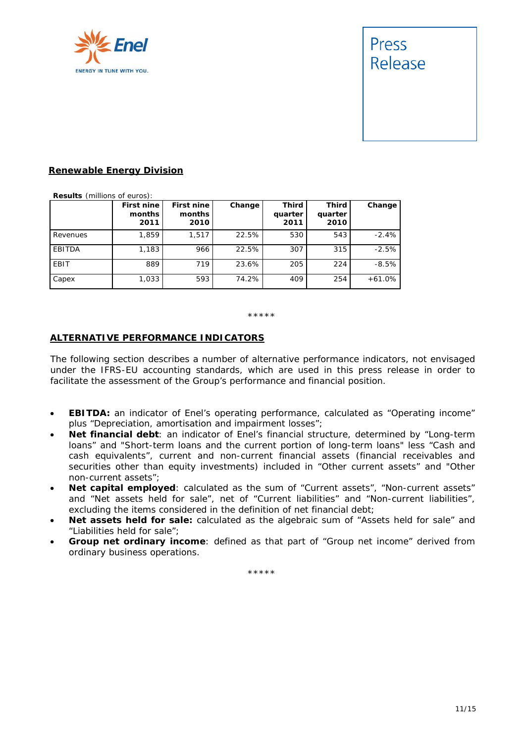## Renewable Energy Division

**Results** (millions of euros):

| | First nine months 2011 | First nine months 2010 | Change | Third quarter 2011 | Third quarter 2010 | Change |
|---|---|---|---|---|---|---|
| Revenues | 1,859 | 1,517 | 22.5% | 530 | 543 | -2.4% |
| EBITDA | 1,183 | 966 | 22.5% | 307 | 315 | -2.5% |
| EBIT | 889 | 719 | 23.6% | 205 | 224 | -8.5% |
| Capex | 1,033 | 593 | 74.2% | 409 | 254 | +61.0% |

*****

## ALTERNATIVE PERFORMANCE INDICATORS

The following section describes a number of alternative performance indicators, not envisaged under the IFRS-EU accounting standards, which are used in this press release in order to facilitate the assessment of the Group's performance and financial position.

- **EBITDA:** an indicator of Enel's operating performance, calculated as "Operating income" plus "Depreciation, amortisation and impairment losses";
- **Net financial debt**: an indicator of Enel's financial structure, determined by "Long-term loans" and "Short-term loans and the current portion of long-term loans" less "Cash and cash equivalents", current and non-current financial assets (financial receivables and securities other than equity investments) included in "Other current assets" and "Other non-current assets";
- **Net capital employed**: calculated as the sum of "Current assets", "Non-current assets" and "Net assets held for sale", net of "Current liabilities" and "Non-current liabilities", excluding the items considered in the definition of net financial debt;
- **Net assets held for sale:** calculated as the algebraic sum of "Assets held for sale" and "Liabilities held for sale";
- **Group net ordinary income**: defined as that part of "Group net income" derived from ordinary business operations.

*****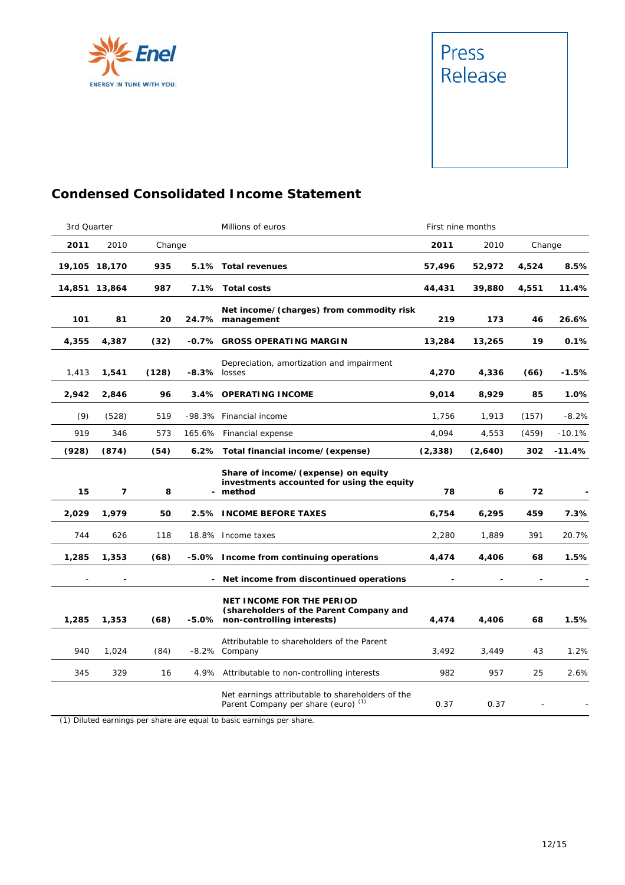## Condensed Consolidated Income Statement

| 3rd Quarter | | | | Millions of euros | First nine months | | | |
|---|---|---|---|---|---|---|---|---|
| **2011** | 2010 | Change | | | **2011** | 2010 | Change | |
| **19,105** | **18,170** | **935** | **5.1%** | **Total revenues** | **57,496** | **52,972** | **4,524** | **8.5%** |
| **14,851** | **13,864** | **987** | **7.1%** | **Total costs** | **44,431** | **39,880** | **4,551** | **11.4%** |
| **101** | **81** | **20** | **24.7%** | **Net income/(charges) from commodity risk management** | **219** | **173** | **46** | **26.6%** |
| **4,355** | **4,387** | **(32)** | **-0.7%** | **GROSS OPERATING MARGIN** | **13,284** | **13,265** | **19** | **0.1%** |
| 1,413 | **1,541** | **(128)** | **-8.3%** | Depreciation, amortization and impairment losses | **4,270** | **4,336** | **(66)** | **-1.5%** |
| **2,942** | **2,846** | **96** | **3.4%** | **OPERATING INCOME** | **9,014** | **8,929** | **85** | **1.0%** |
| (9) | (528) | 519 | -98.3% | Financial income | 1,756 | 1,913 | (157) | -8.2% |
| 919 | 346 | 573 | 165.6% | Financial expense | 4,094 | 4,553 | (459) | -10.1% |
| **(928)** | **(874)** | **(54)** | **6.2%** | **Total financial income/(expense)** | **(2,338)** | **(2,640)** | **302** | **-11.4%** |
| **15** | **7** | **8** | **-** | **Share of income/(expense) on equity investments accounted for using the equity method** | **78** | **6** | **72** | **-** |
| **2,029** | **1,979** | **50** | **2.5%** | **INCOME BEFORE TAXES** | **6,754** | **6,295** | **459** | **7.3%** |
| 744 | 626 | 118 | 18.8% | Income taxes | 2,280 | 1,889 | 391 | 20.7% |
| **1,285** | **1,353** | **(68)** | **-5.0%** | **Income from continuing operations** | **4,474** | **4,406** | **68** | **1.5%** |
| - | **-** | | **-** | **Net income from discontinued operations** | **-** | **-** | **-** | **-** |
| **1,285** | **1,353** | **(68)** | **-5.0%** | **NET INCOME FOR THE PERIOD (shareholders of the Parent Company and non-controlling interests)** | **4,474** | **4,406** | **68** | **1.5%** |
| 940 | 1,024 | (84) | -8.2% | Attributable to shareholders of the Parent Company | 3,492 | 3,449 | 43 | 1.2% |
| 345 | 329 | 16 | 4.9% | Attributable to non-controlling interests | 982 | 957 | 25 | 2.6% |
| | | | | Net earnings attributable to shareholders of the Parent Company per share (euro) (1) | 0.37 | 0.37 | - | - |

(1) Diluted earnings per share are equal to basic earnings per share.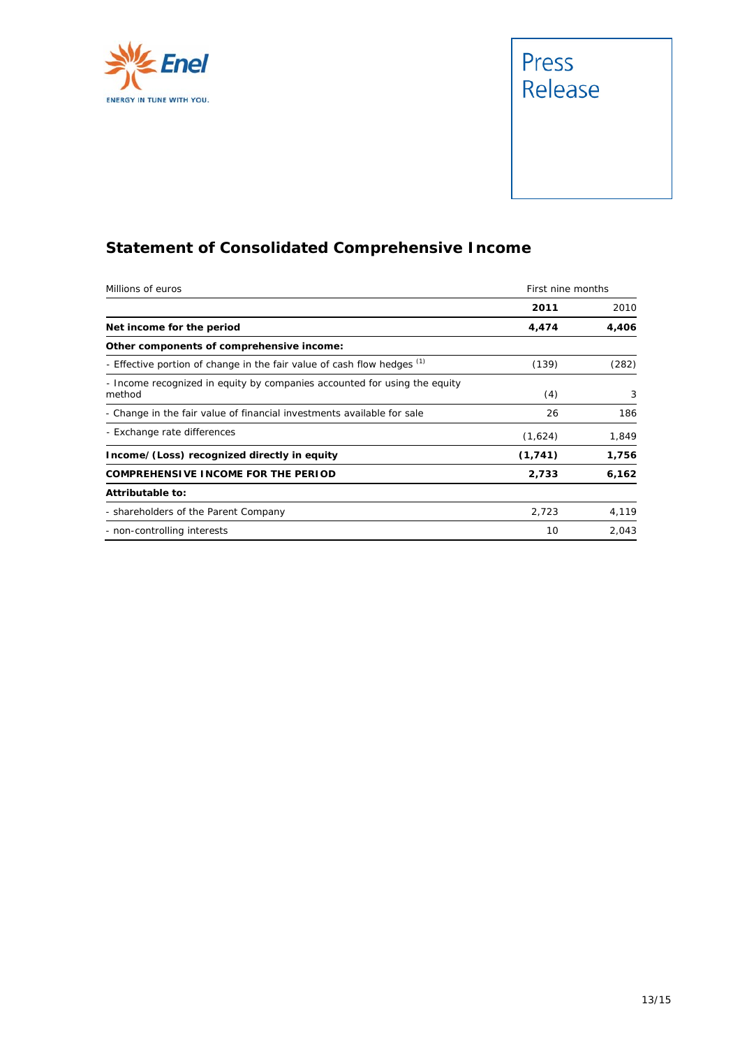## Statement of Consolidated Comprehensive Income

| Millions of euros | First nine months | |
|---|---|---|
| | **2011** | 2010 |
| **Net income for the period** | **4,474** | **4,406** |
| **Other components of comprehensive income:** | | |
| - Effective portion of change in the fair value of cash flow hedges [1] | (139) | (282) |
| - Income recognized in equity by companies accounted for using the equity method | (4) | 3 |
| - Change in the fair value of financial investments available for sale | 26 | 186 |
| - Exchange rate differences | (1,624) | 1,849 |
| **Income/(Loss) recognized directly in equity** | **(1,741)** | **1,756** |
| **COMPREHENSIVE INCOME FOR THE PERIOD** | **2,733** | **6,162** |
| **Attributable to:** | | |
| - shareholders of the Parent Company | 2,723 | 4,119 |
| - non-controlling interests | 10 | 2,043 |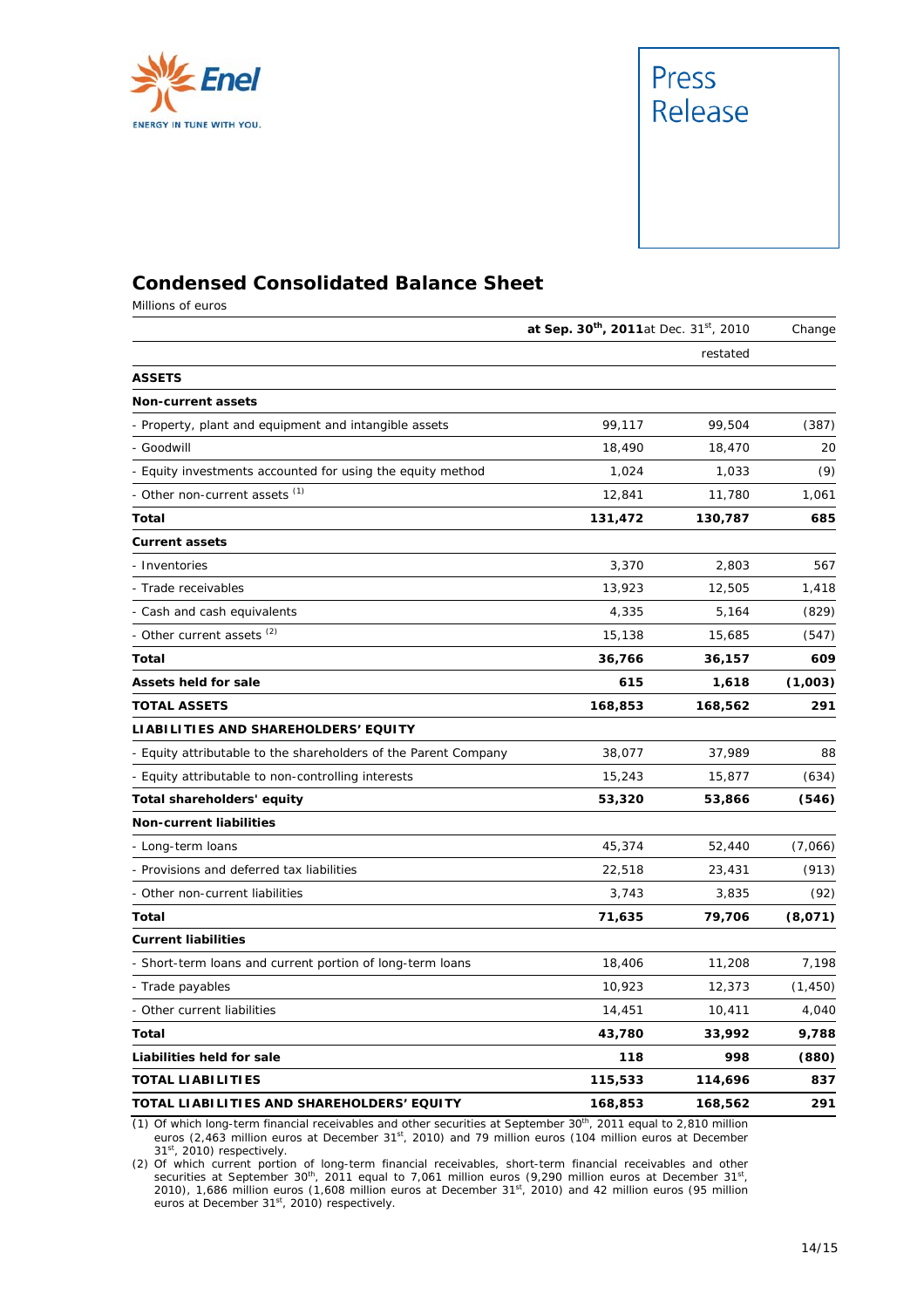## Condensed Consolidated Balance Sheet

Millions of euros

| | at Sep. 30th, 2011 | at Dec. 31st, 2010 | Change |
|---|---|---|---|
| | | restated | |
| **ASSETS** | | | |
| **Non-current assets** | | | |
| - Property, plant and equipment and intangible assets | 99,117 | 99,504 | (387) |
| - Goodwill | 18,490 | 18,470 | 20 |
| - Equity investments accounted for using the equity method | 1,024 | 1,033 | (9) |
| - Other non-current assets (1) | 12,841 | 11,780 | 1,061 |
| **Total** | **131,472** | **130,787** | **685** |
| **Current assets** | | | |
| - Inventories | 3,370 | 2,803 | 567 |
| - Trade receivables | 13,923 | 12,505 | 1,418 |
| - Cash and cash equivalents | 4,335 | 5,164 | (829) |
| - Other current assets (2) | 15,138 | 15,685 | (547) |
| **Total** | **36,766** | **36,157** | **609** |
| **Assets held for sale** | **615** | **1,618** | **(1,003)** |
| **TOTAL ASSETS** | **168,853** | **168,562** | **291** |
| **LIABILITIES AND SHAREHOLDERS' EQUITY** | | | |
| - Equity attributable to the shareholders of the Parent Company | 38,077 | 37,989 | 88 |
| - Equity attributable to non-controlling interests | 15,243 | 15,877 | (634) |
| **Total shareholders' equity** | **53,320** | **53,866** | **(546)** |
| **Non-current liabilities** | | | |
| - Long-term loans | 45,374 | 52,440 | (7,066) |
| - Provisions and deferred tax liabilities | 22,518 | 23,431 | (913) |
| - Other non-current liabilities | 3,743 | 3,835 | (92) |
| **Total** | **71,635** | **79,706** | **(8,071)** |
| **Current liabilities** | | | |
| - Short-term loans and current portion of long-term loans | 18,406 | 11,208 | 7,198 |
| - Trade payables | 10,923 | 12,373 | (1,450) |
| - Other current liabilities | 14,451 | 10,411 | 4,040 |
| **Total** | **43,780** | **33,992** | **9,788** |
| **Liabilities held for sale** | **118** | **998** | **(880)** |
| **TOTAL LIABILITIES** | **115,533** | **114,696** | **837** |
| **TOTAL LIABILITIES AND SHAREHOLDERS' EQUITY** | **168,853** | **168,562** | **291** |

(1) Of which long-term financial receivables and other securities at September 30th, 2011 equal to 2,810 million euros (2,463 million euros at December 31st, 2010) and 79 million euros (104 million euros at December 31st, 2010) respectively.

(2) Of which current portion of long-term financial receivables, short-term financial receivables and other securities at September 30th, 2011 equal to 7,061 million euros (9,290 million euros at December 31st, 2010), 1,686 million euros (1,608 million euros at December 31st, 2010) and 42 million euros (95 million euros at December 31st, 2010) respectively.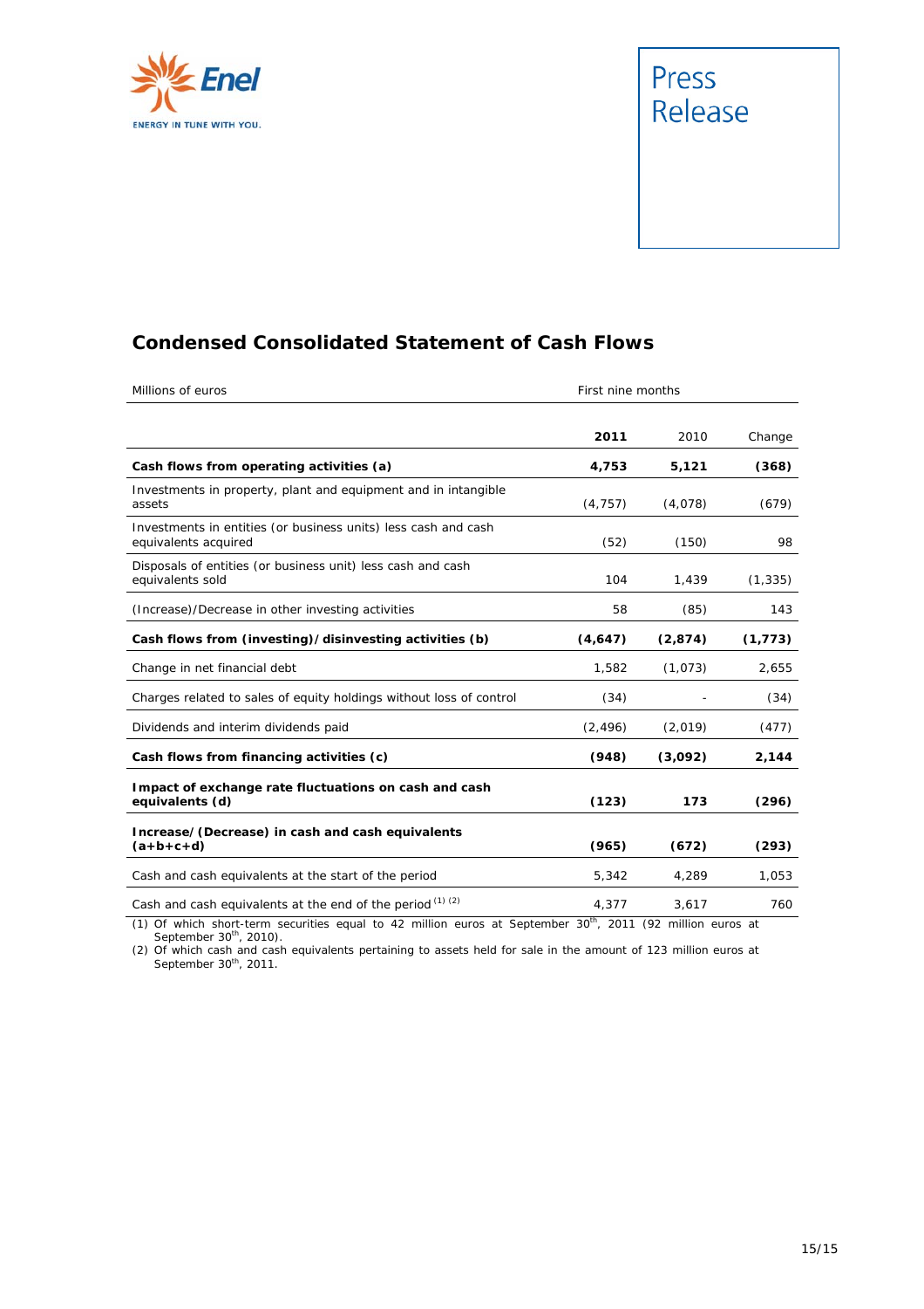Press Release

## Condensed Consolidated Statement of Cash Flows

| Millions of euros | First nine months | | |
|---|---|---|---|
| | **2011** | 2010 | Change |
| **Cash flows from operating activities (a)** | **4,753** | **5,121** | **(368)** |
| Investments in property, plant and equipment and in intangible assets | (4,757) | (4,078) | (679) |
| Investments in entities (or business units) less cash and cash equivalents acquired | (52) | (150) | 98 |
| Disposals of entities (or business unit) less cash and cash equivalents sold | 104 | 1,439 | (1,335) |
| (Increase)/Decrease in other investing activities | 58 | (85) | 143 |
| **Cash flows from (investing)/disinvesting activities (b)** | **(4,647)** | **(2,874)** | **(1,773)** |
| Change in net financial debt | 1,582 | (1,073) | 2,655 |
| Charges related to sales of equity holdings without loss of control | (34) | - | (34) |
| Dividends and interim dividends paid | (2,496) | (2,019) | (477) |
| **Cash flows from financing activities (c)** | **(948)** | **(3,092)** | **2,144** |
| **Impact of exchange rate fluctuations on cash and cash equivalents (d)** | **(123)** | **173** | **(296)** |
| **Increase/(Decrease) in cash and cash equivalents (a+b+c+d)** | **(965)** | **(672)** | **(293)** |
| Cash and cash equivalents at the start of the period | 5,342 | 4,289 | 1,053 |
| Cash and cash equivalents at the end of the period [(1)] [(2)] | 4,377 | 3,617 | 760 |

(1) Of which short-term securities equal to 42 million euros at September 30th, 2011 (92 million euros at September 30th, 2010).

(2) Of which cash and cash equivalents pertaining to assets held for sale in the amount of 123 million euros at September 30th, 2011.